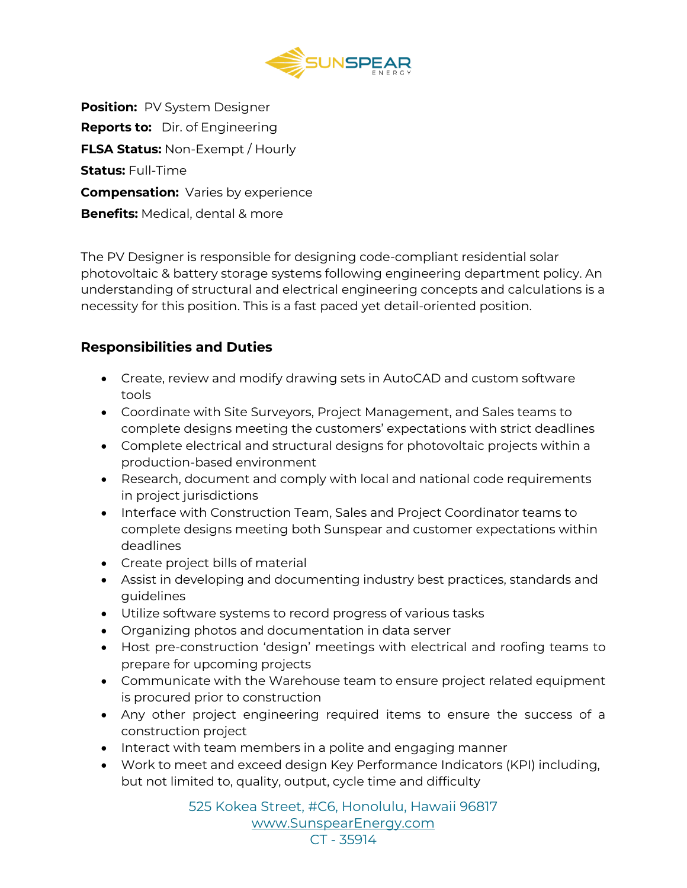**Position:** PV System Designer

**Reports to:** Dir. of Engineering

**FLSA Status:** Non-Exempt / Hourly

**Status:** Full-Time

**Compensation:** Varies by experience

**Benefits:** Medical, dental & more

The PV Designer is responsible for designing code-compliant residential solar photovoltaic & battery storage systems following engineering department policy. An understanding of structural and electrical engineering concepts and calculations is a necessity for this position. This is a fast paced yet detail-oriented position.

## Responsibilities and Duties

- Create, review and modify drawing sets in AutoCAD and custom software tools
- Coordinate with Site Surveyors, Project Management, and Sales teams to complete designs meeting the customers' expectations with strict deadlines
- Complete electrical and structural designs for photovoltaic projects within a production-based environment
- Research, document and comply with local and national code requirements in project jurisdictions
- Interface with Construction Team, Sales and Project Coordinator teams to complete designs meeting both Sunspear and customer expectations within deadlines
- Create project bills of material
- Assist in developing and documenting industry best practices, standards and guidelines
- Utilize software systems to record progress of various tasks
- Organizing photos and documentation in data server
- Host pre-construction 'design' meetings with electrical and roofing teams to prepare for upcoming projects
- Communicate with the Warehouse team to ensure project related equipment is procured prior to construction
- Any other project engineering required items to ensure the success of a construction project
- Interact with team members in a polite and engaging manner
- Work to meet and exceed design Key Performance Indicators (KPI) including, but not limited to, quality, output, cycle time and difficulty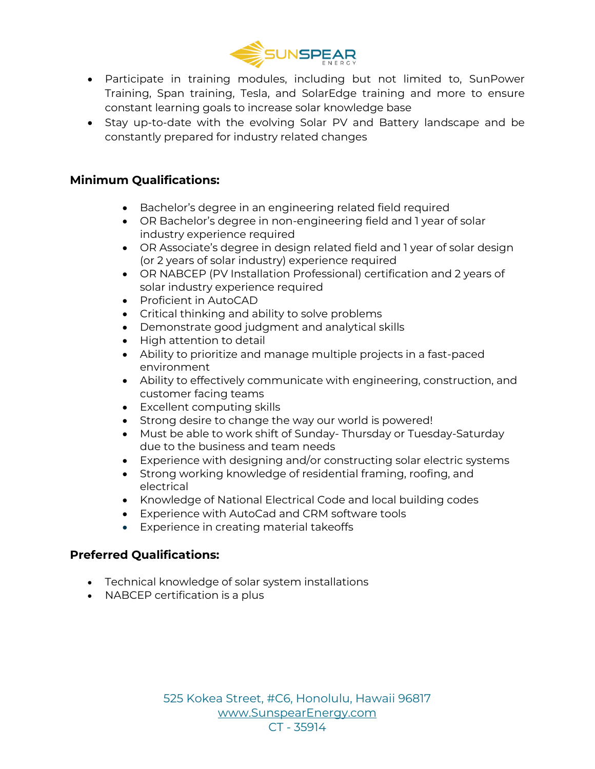- Participate in training modules, including but not limited to, SunPower Training, Span training, Tesla, and SolarEdge training and more to ensure constant learning goals to increase solar knowledge base
- Stay up-to-date with the evolving Solar PV and Battery landscape and be constantly prepared for industry related changes

## Minimum Qualifications:

- Bachelor's degree in an engineering related field required
- OR Bachelor's degree in non-engineering field and 1 year of solar industry experience required
- OR Associate's degree in design related field and 1 year of solar design (or 2 years of solar industry) experience required
- OR NABCEP (PV Installation Professional) certification and 2 years of solar industry experience required
- Proficient in AutoCAD
- Critical thinking and ability to solve problems
- Demonstrate good judgment and analytical skills
- High attention to detail
- Ability to prioritize and manage multiple projects in a fast-paced environment
- Ability to effectively communicate with engineering, construction, and customer facing teams
- Excellent computing skills
- Strong desire to change the way our world is powered!
- Must be able to work shift of Sunday- Thursday or Tuesday-Saturday due to the business and team needs
- Experience with designing and/or constructing solar electric systems
- Strong working knowledge of residential framing, roofing, and electrical
- Knowledge of National Electrical Code and local building codes
- Experience with AutoCad and CRM software tools
- Experience in creating material takeoffs

## Preferred Qualifications:

- Technical knowledge of solar system installations
- NABCEP certification is a plus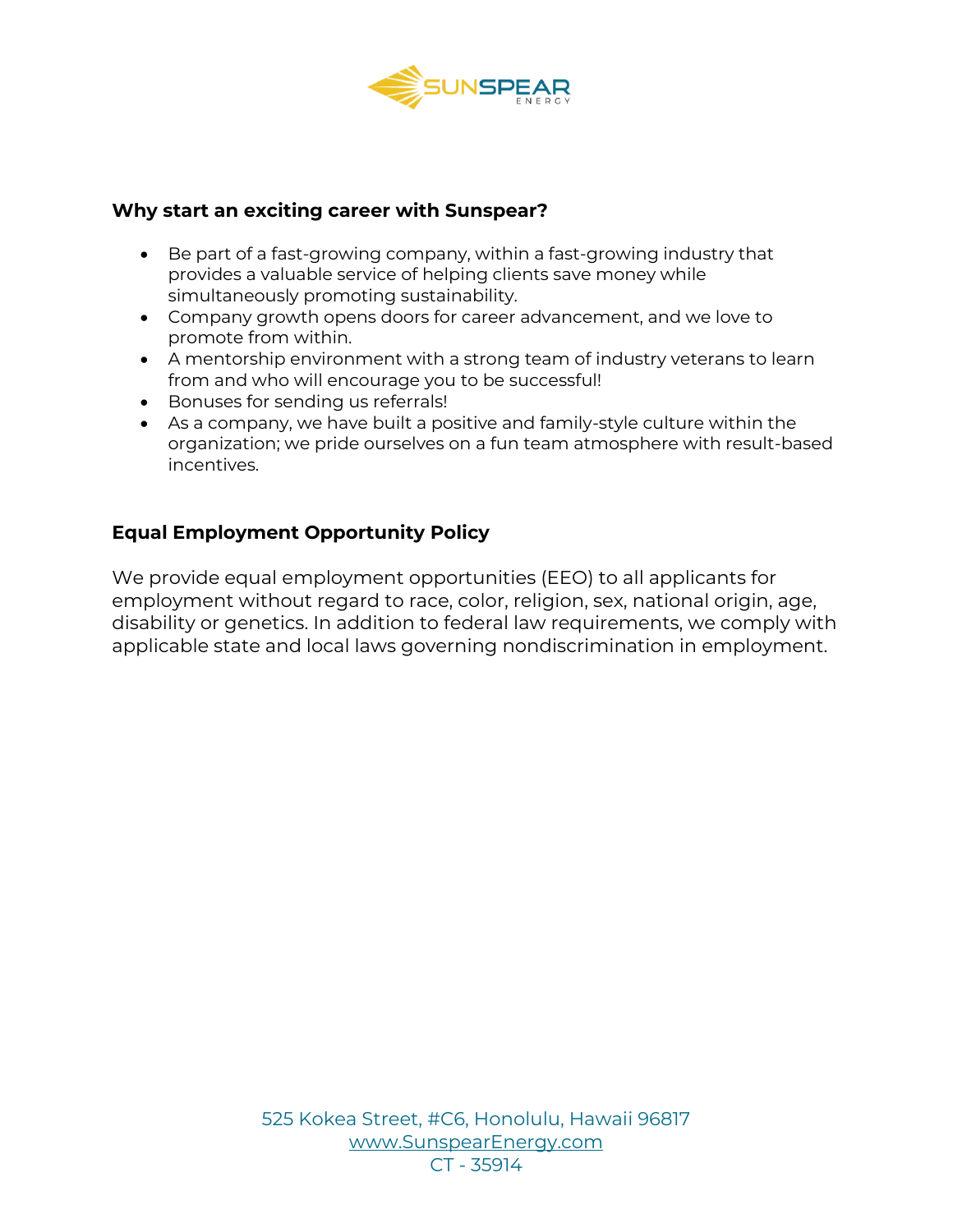**Why start an exciting career with Sunspear?**

- Be part of a fast-growing company, within a fast-growing industry that provides a valuable service of helping clients save money while simultaneously promoting sustainability.
- Company growth opens doors for career advancement, and we love to promote from within.
- A mentorship environment with a strong team of industry veterans to learn from and who will encourage you to be successful!
- Bonuses for sending us referrals!
- As a company, we have built a positive and family-style culture within the organization; we pride ourselves on a fun team atmosphere with result-based incentives.

**Equal Employment Opportunity Policy**

We provide equal employment opportunities (EEO) to all applicants for employment without regard to race, color, religion, sex, national origin, age, disability or genetics. In addition to federal law requirements, we comply with applicable state and local laws governing nondiscrimination in employment.

525 Kokea Street, #C6, Honolulu, Hawaii 96817
www.SunspearEnergy.com
CT - 35914